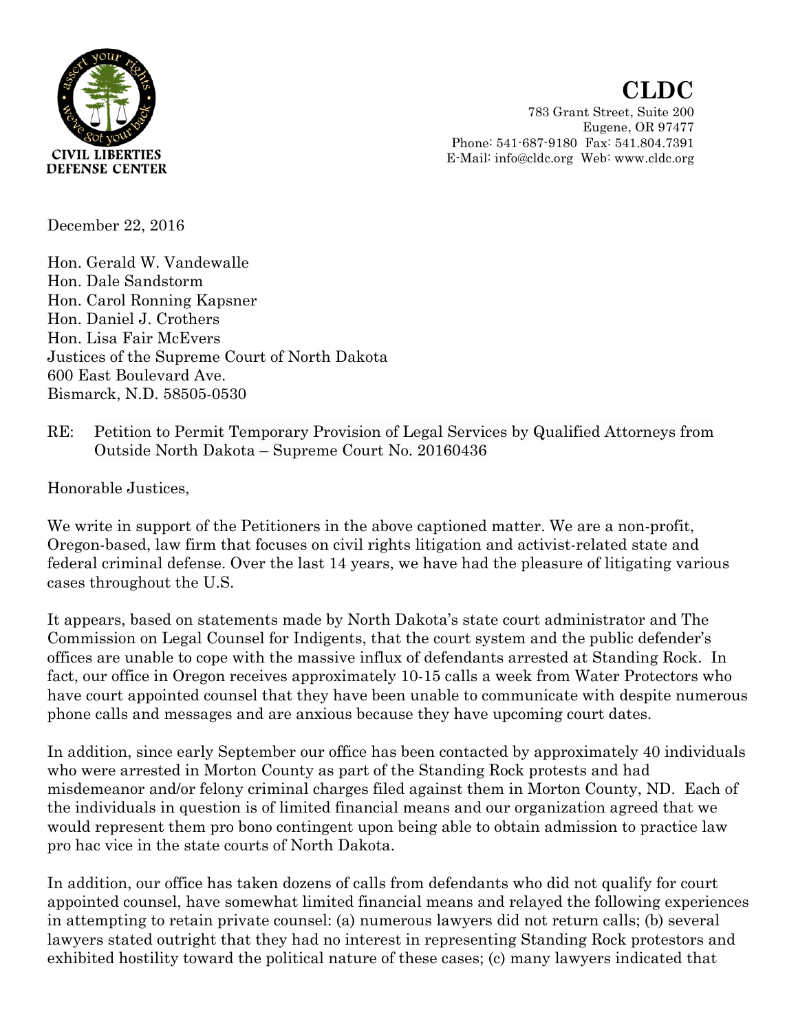CIVIL LIBERTIES DEFENSE CENTER

# CLDC

783 Grant Street, Suite 200
Eugene, OR 97477
Phone: 541-687-9180 Fax: 541.804.7391
E-Mail: info@cldc.org Web: www.cldc.org

December 22, 2016

Hon. Gerald W. Vandewalle
Hon. Dale Sandstorm
Hon. Carol Ronning Kapsner
Hon. Daniel J. Crothers
Hon. Lisa Fair McEvers
Justices of the Supreme Court of North Dakota
600 East Boulevard Ave.
Bismarck, N.D. 58505-0530

RE: Petition to Permit Temporary Provision of Legal Services by Qualified Attorneys from Outside North Dakota – Supreme Court No. 20160436

Honorable Justices,

We write in support of the Petitioners in the above captioned matter. We are a non-profit, Oregon-based, law firm that focuses on civil rights litigation and activist-related state and federal criminal defense. Over the last 14 years, we have had the pleasure of litigating various cases throughout the U.S.

It appears, based on statements made by North Dakota's state court administrator and The Commission on Legal Counsel for Indigents, that the court system and the public defender's offices are unable to cope with the massive influx of defendants arrested at Standing Rock. In fact, our office in Oregon receives approximately 10-15 calls a week from Water Protectors who have court appointed counsel that they have been unable to communicate with despite numerous phone calls and messages and are anxious because they have upcoming court dates.

In addition, since early September our office has been contacted by approximately 40 individuals who were arrested in Morton County as part of the Standing Rock protests and had misdemeanor and/or felony criminal charges filed against them in Morton County, ND. Each of the individuals in question is of limited financial means and our organization agreed that we would represent them pro bono contingent upon being able to obtain admission to practice law pro hac vice in the state courts of North Dakota.

In addition, our office has taken dozens of calls from defendants who did not qualify for court appointed counsel, have somewhat limited financial means and relayed the following experiences in attempting to retain private counsel: (a) numerous lawyers did not return calls; (b) several lawyers stated outright that they had no interest in representing Standing Rock protestors and exhibited hostility toward the political nature of these cases; (c) many lawyers indicated that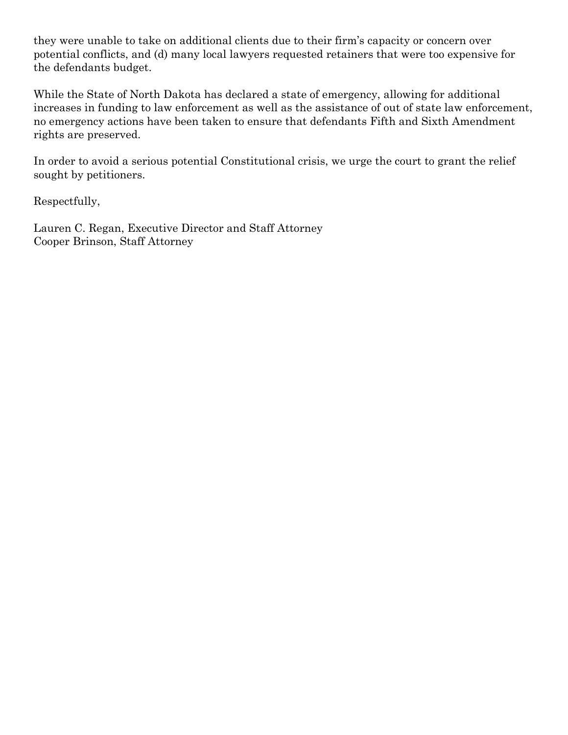they were unable to take on additional clients due to their firm's capacity or concern over potential conflicts, and (d) many local lawyers requested retainers that were too expensive for the defendants budget.

While the State of North Dakota has declared a state of emergency, allowing for additional increases in funding to law enforcement as well as the assistance of out of state law enforcement, no emergency actions have been taken to ensure that defendants Fifth and Sixth Amendment rights are preserved.

In order to avoid a serious potential Constitutional crisis, we urge the court to grant the relief sought by petitioners.

Respectfully,

Lauren C. Regan, Executive Director and Staff Attorney
Cooper Brinson, Staff Attorney